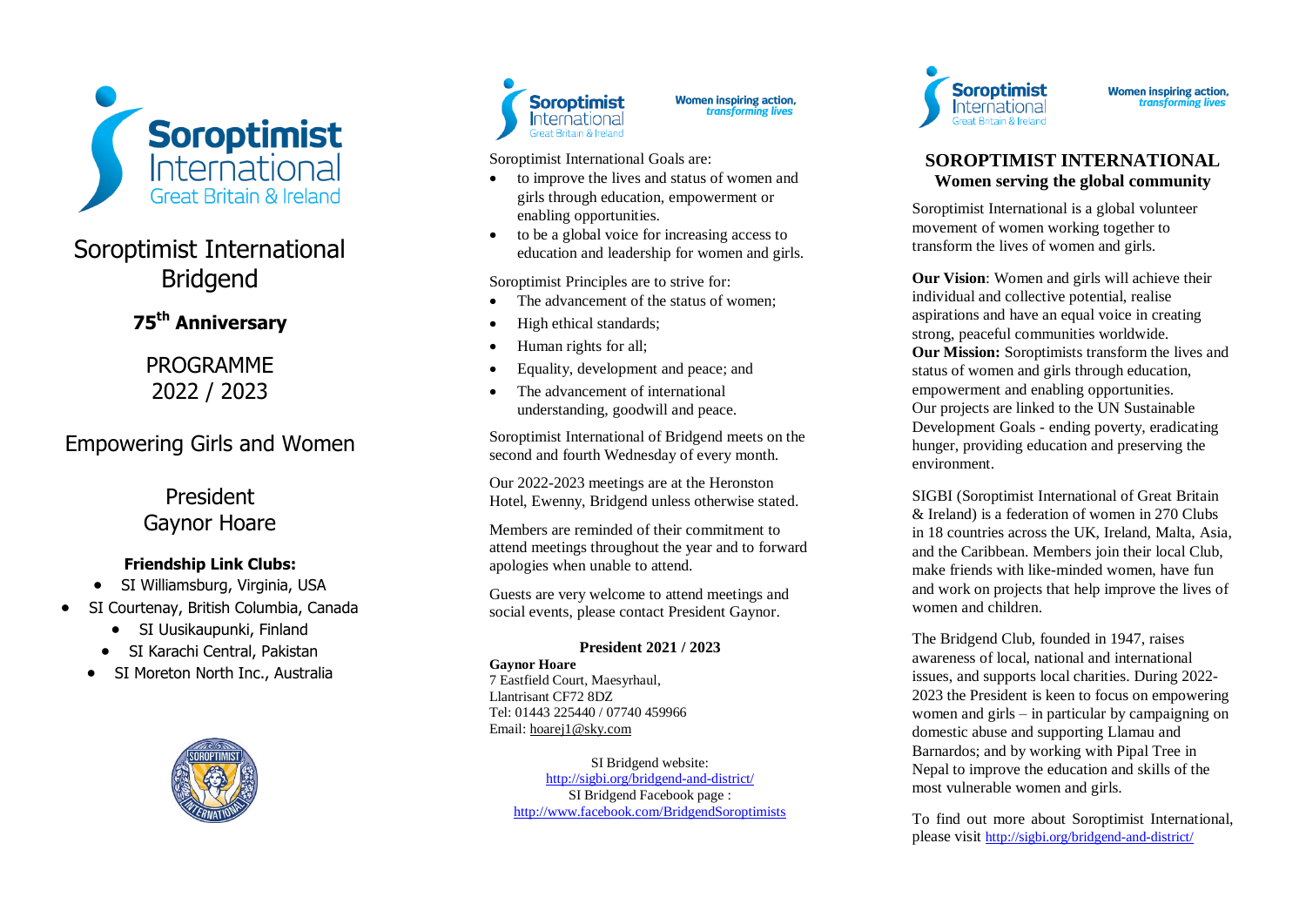# Soroptimist International Bridgend

## 75th Anniversary

PROGRAMME
2022 / 2023

## Empowering Girls and Women

President
Gaynor Hoare

**Friendship Link Clubs:**

- SI Williamsburg, Virginia, USA
- SI Courtenay, British Columbia, Canada
- SI Uusikaupunki, Finland
- SI Karachi Central, Pakistan
- SI Moreton North Inc., Australia

Women inspiring action, *transforming lives*

Soroptimist International Goals are:

- to improve the lives and status of women and girls through education, empowerment or enabling opportunities.
- to be a global voice for increasing access to education and leadership for women and girls.

Soroptimist Principles are to strive for:

- The advancement of the status of women;
- High ethical standards;
- Human rights for all;
- Equality, development and peace; and
- The advancement of international understanding, goodwill and peace.

Soroptimist International of Bridgend meets on the second and fourth Wednesday of every month.

Our 2022-2023 meetings are at the Heronston Hotel, Ewenny, Bridgend unless otherwise stated.

Members are reminded of their commitment to attend meetings throughout the year and to forward apologies when unable to attend.

Guests are very welcome to attend meetings and social events, please contact President Gaynor.

**President 2021 / 2023**

**Gaynor Hoare**
7 Eastfield Court, Maesyrhaul,
Llantrisant CF72 8DZ
Tel: 01443 225440 / 07740 459966
Email: hoarej1@sky.com

SI Bridgend website:
http://sigbi.org/bridgend-and-district/
SI Bridgend Facebook page :
http://www.facebook.com/BridgendSoroptimists

Women inspiring action, *transforming lives*

## SOROPTIMIST INTERNATIONAL

**Women serving the global community**

Soroptimist International is a global volunteer movement of women working together to transform the lives of women and girls.

**Our Vision**: Women and girls will achieve their individual and collective potential, realise aspirations and have an equal voice in creating strong, peaceful communities worldwide.
**Our Mission:** Soroptimists transform the lives and status of women and girls through education, empowerment and enabling opportunities.
Our projects are linked to the UN Sustainable Development Goals - ending poverty, eradicating hunger, providing education and preserving the environment.

SIGBI (Soroptimist International of Great Britain & Ireland) is a federation of women in 270 Clubs in 18 countries across the UK, Ireland, Malta, Asia, and the Caribbean. Members join their local Club, make friends with like-minded women, have fun and work on projects that help improve the lives of women and children.

The Bridgend Club, founded in 1947, raises awareness of local, national and international issues, and supports local charities. During 2022-2023 the President is keen to focus on empowering women and girls – in particular by campaigning on domestic abuse and supporting Llamau and Barnardos; and by working with Pipal Tree in Nepal to improve the education and skills of the most vulnerable women and girls.

To find out more about Soroptimist International, please visit http://sigbi.org/bridgend-and-district/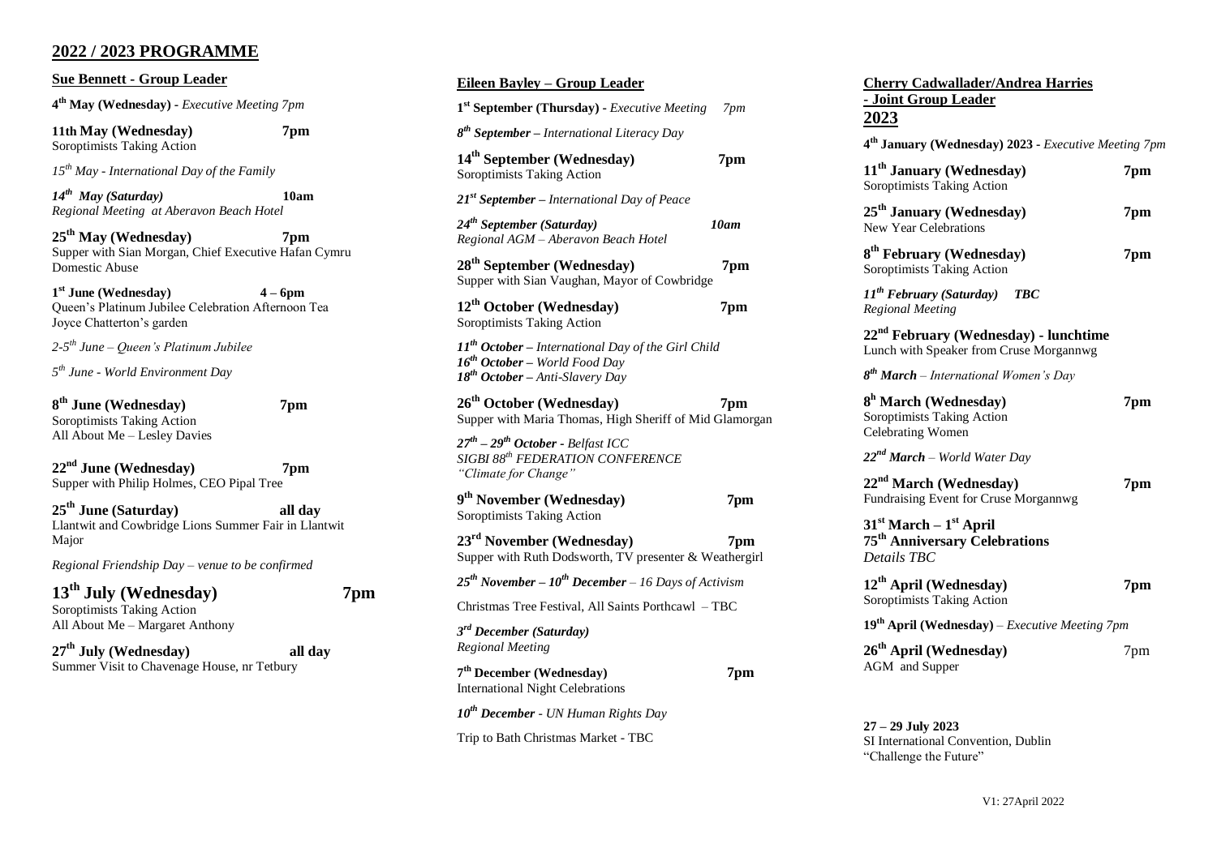## 2022 / 2023 PROGRAMME

### Sue Bennett - Group Leader

**4th May (Wednesday)** - *Executive Meeting 7pm*

**11th May (Wednesday) 7pm**
Soroptimists Taking Action

*15th May - International Day of the Family*

***14th May (Saturday)*** **10am**
*Regional Meeting at Aberavon Beach Hotel*

**25th May (Wednesday) 7pm**
Supper with Sian Morgan, Chief Executive Hafan Cymru Domestic Abuse

**1st June (Wednesday) 4 – 6pm**
Queen's Platinum Jubilee Celebration Afternoon Tea
Joyce Chatterton's garden

*2-5th June – Queen's Platinum Jubilee*

*5th June - World Environment Day*

**8th June (Wednesday) 7pm**
Soroptimists Taking Action
All About Me – Lesley Davies

**22nd June (Wednesday) 7pm**
Supper with Philip Holmes, CEO Pipal Tree

**25th June (Saturday) all day**
Llantwit and Cowbridge Lions Summer Fair in Llantwit Major

*Regional Friendship Day – venue to be confirmed*

**13th July (Wednesday) 7pm**
Soroptimists Taking Action
All About Me – Margaret Anthony

**27th July (Wednesday) all day**
Summer Visit to Chavenage House, nr Tetbury

### Eileen Bayley – Group Leader

**1st September (Thursday)** - *Executive Meeting 7pm*

***8th September*** *– International Literacy Day*

**14th September (Wednesday) 7pm**
Soroptimists Taking Action

***21st September*** *– International Day of Peace*

***24th September (Saturday) 10am***
*Regional AGM – Aberavon Beach Hotel*

**28th September (Wednesday) 7pm**
Supper with Sian Vaughan, Mayor of Cowbridge

**12th October (Wednesday) 7pm**
Soroptimists Taking Action

***11th October*** *– International Day of the Girl Child*
***16th October*** *– World Food Day*
***18th October*** *– Anti-Slavery Day*

**26th October (Wednesday) 7pm**
Supper with Maria Thomas, High Sheriff of Mid Glamorgan

***27th – 29th October*** *- Belfast ICC*
*SIGBI 88th FEDERATION CONFERENCE*
*"Climate for Change"*

**9th November (Wednesday) 7pm**
Soroptimists Taking Action

**23rd November (Wednesday) 7pm**
Supper with Ruth Dodsworth, TV presenter & Weathergirl

***25th November – 10th December*** *– 16 Days of Activism*

Christmas Tree Festival, All Saints Porthcawl – TBC

***3rd December (Saturday)***
*Regional Meeting*

**7th December (Wednesday) 7pm**
International Night Celebrations

***10th December*** *- UN Human Rights Day*

Trip to Bath Christmas Market - TBC

### Cherry Cadwallader/Andrea Harries - Joint Group Leader

### 2023

**4th January (Wednesday) 2023** - *Executive Meeting 7pm*

**11th January (Wednesday) 7pm**
Soroptimists Taking Action

**25th January (Wednesday) 7pm**
New Year Celebrations

**8th February (Wednesday) 7pm**
Soroptimists Taking Action

***11th February (Saturday) TBC***
*Regional Meeting*

**22nd February (Wednesday) - lunchtime**
Lunch with Speaker from Cruse Morgannwg

***8th March*** *– International Women's Day*

**8h March (Wednesday) 7pm**
Soroptimists Taking Action
Celebrating Women

***22nd March*** *– World Water Day*

**22nd March (Wednesday) 7pm**
Fundraising Event for Cruse Morgannwg

**31st March – 1st April**
**75th Anniversary Celebrations**
*Details TBC*

**12th April (Wednesday) 7pm**
Soroptimists Taking Action

**19th April (Wednesday)** *– Executive Meeting 7pm*

**26th April (Wednesday)** 7pm
AGM and Supper

**27 – 29 July 2023**
SI International Convention, Dublin
"Challenge the Future"

V1: 27April 2022